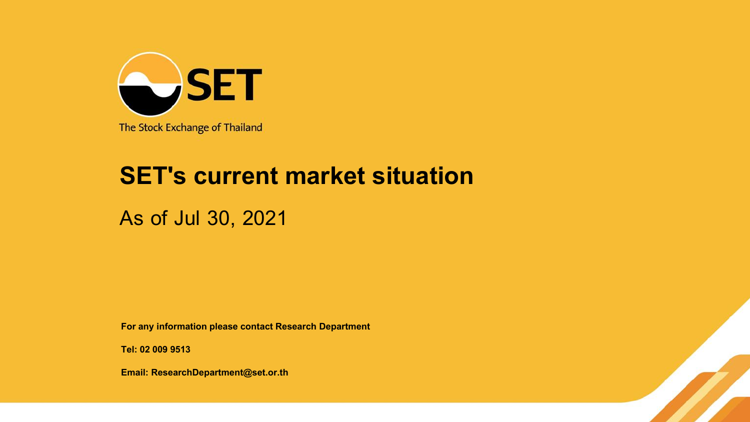SET

The Stock Exchange of Thailand

# SET's current market situation

As of Jul 30, 2021

**For any information please contact Research Department**

**Tel: 02 009 9513**

**Email: ResearchDepartment@set.or.th**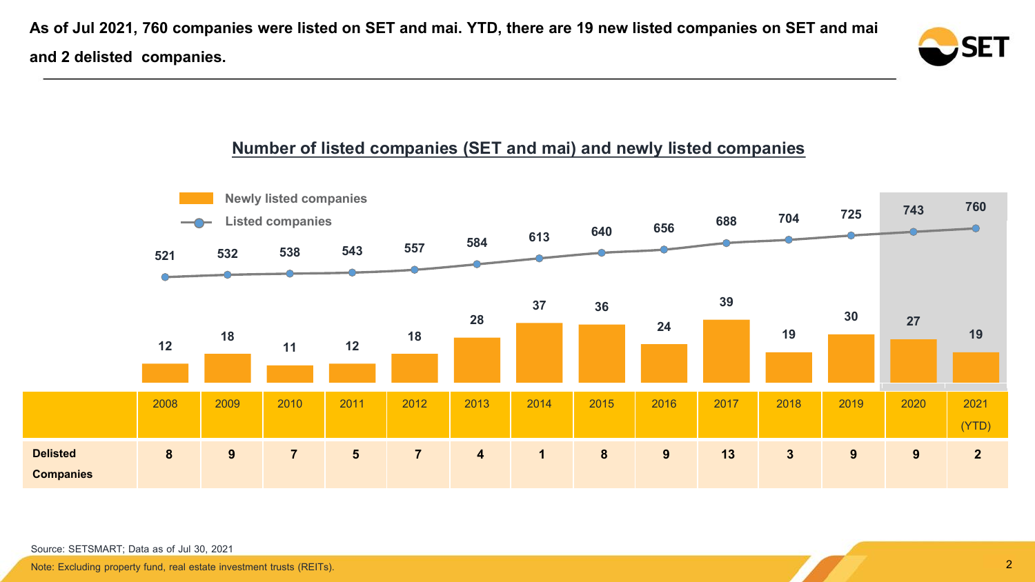**As of Jul 2021, 760 companies were listed on SET and mai. YTD, there are 19 new listed companies on SET and mai and 2 delisted companies.**

## Number of listed companies (SET and mai) and newly listed companies

| | 2008 | 2009 | 2010 | 2011 | 2012 | 2013 | 2014 | 2015 | 2016 | 2017 | 2018 | 2019 | 2020 | 2021 (YTD) |
|---|---|---|---|---|---|---|---|---|---|---|---|---|---|---|
| Listed companies | 521 | 532 | 538 | 543 | 557 | 584 | 613 | 640 | 656 | 688 | 704 | 725 | 743 | 760 |
| Newly listed companies | 12 | 18 | 11 | 12 | 18 | 28 | 37 | 36 | 24 | 39 | 19 | 30 | 27 | 19 |
| **Delisted Companies** | **8** | **9** | **7** | **5** | **7** | **4** | **1** | **8** | **9** | **13** | **3** | **9** | **9** | **2** |

Source: SETSMART; Data as of Jul 30, 2021

Note: Excluding property fund, real estate investment trusts (REITs).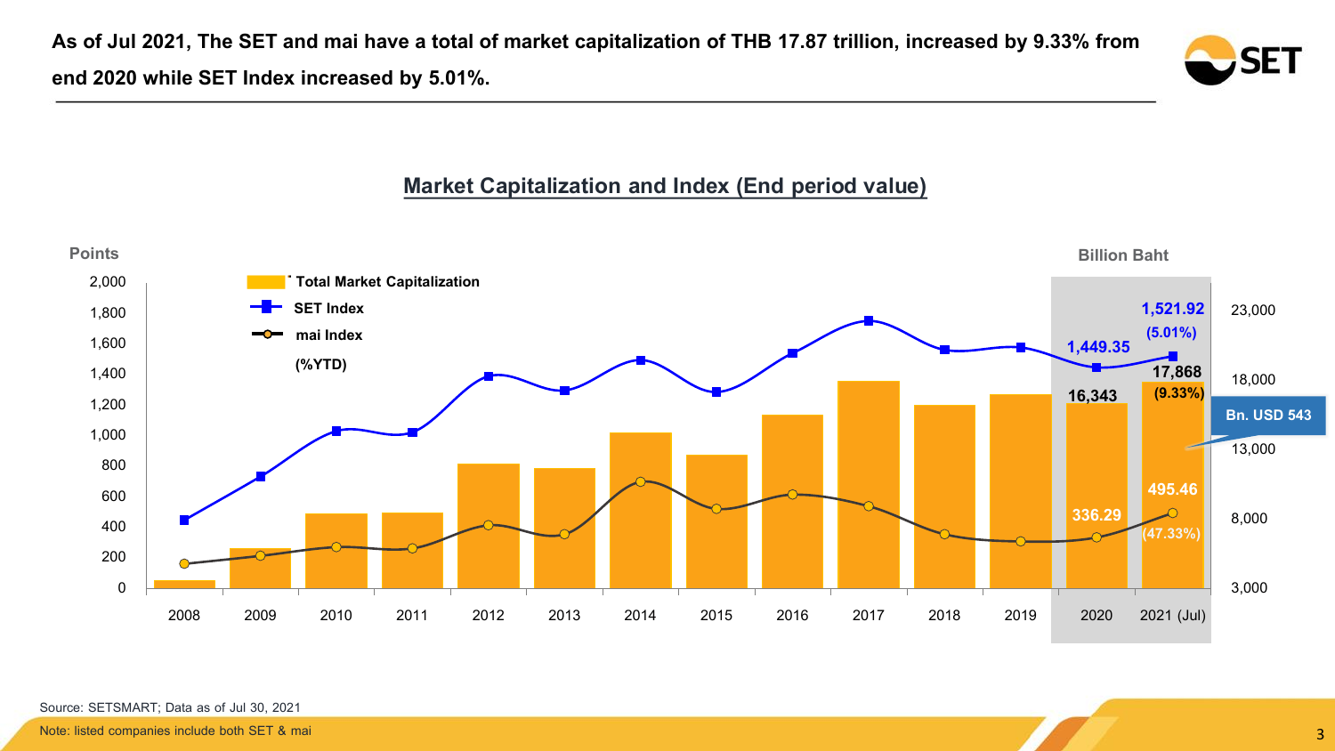**As of Jul 2021, The SET and mai have a total of market capitalization of THB 17.87 trillion, increased by 9.33% from end 2020 while SET Index increased by 5.01%.**

## Market Capitalization and Index (End period value)

Points / Billion Baht

Legend: Total Market Capitalization; SET Index; mai Index; (%YTD)

| | 2020 | 2021 (Jul) |
|---|---|---|
| SET Index | 1,449.35 | 1,521.92 (5.01%) |
| Total Market Capitalization (Billion Baht) | 16,343 | 17,868 (9.33%) |
| mai Index | 336.29 | 495.46 (47.33%) |

Bn. USD 543

Source: SETSMART; Data as of Jul 30, 2021

Note: listed companies include both SET & mai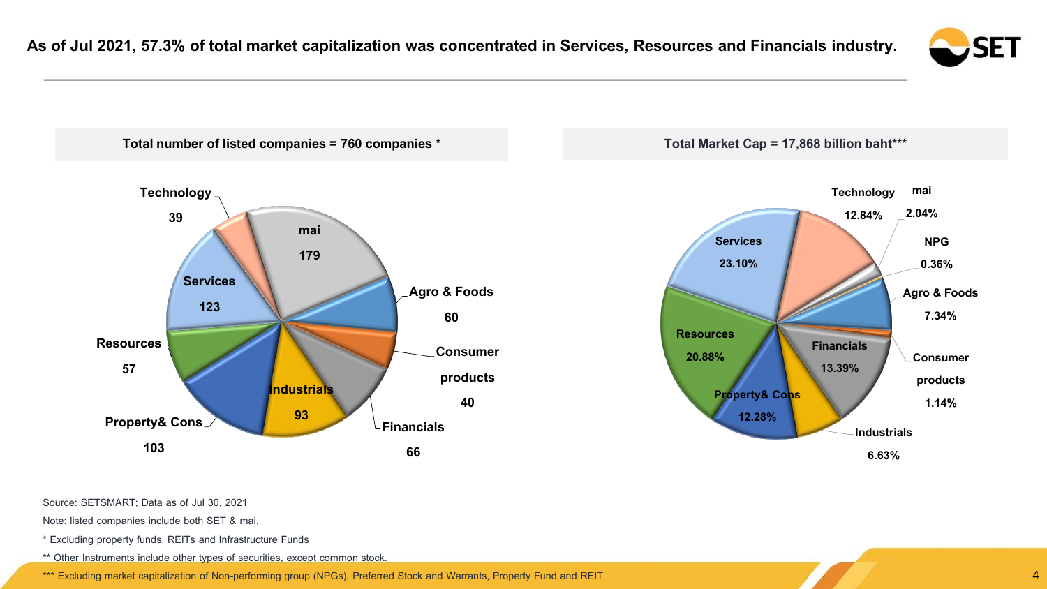## As of Jul 2021, 57.3% of total market capitalization was concentrated in Services, Resources and Financials industry.

**Total number of listed companies = 760 companies ***

| Industry | Number of companies |
| --- | --- |
| mai | 179 |
| Agro & Foods | 60 |
| Consumer products | 40 |
| Financials | 66 |
| Industrials | 93 |
| Property& Cons | 103 |
| Resources | 57 |
| Services | 123 |
| Technology | 39 |

**Total Market Cap = 17,868 billion baht*****

| Industry | Market Cap (%) |
| --- | --- |
| Services | 23.10% |
| Technology | 12.84% |
| mai | 2.04% |
| NPG | 0.36% |
| Agro & Foods | 7.34% |
| Consumer products | 1.14% |
| Financials | 13.39% |
| Industrials | 6.63% |
| Property& Cons | 12.28% |
| Resources | 20.88% |

Source: SETSMART; Data as of Jul 30, 2021

Note: listed companies include both SET & mai.

* Excluding property funds, REITs and Infrastructure Funds

** Other Instruments include other types of securities, except common stock.

*** Excluding market capitalization of Non-performing group (NPGs), Preferred Stock and Warrants, Property Fund and REIT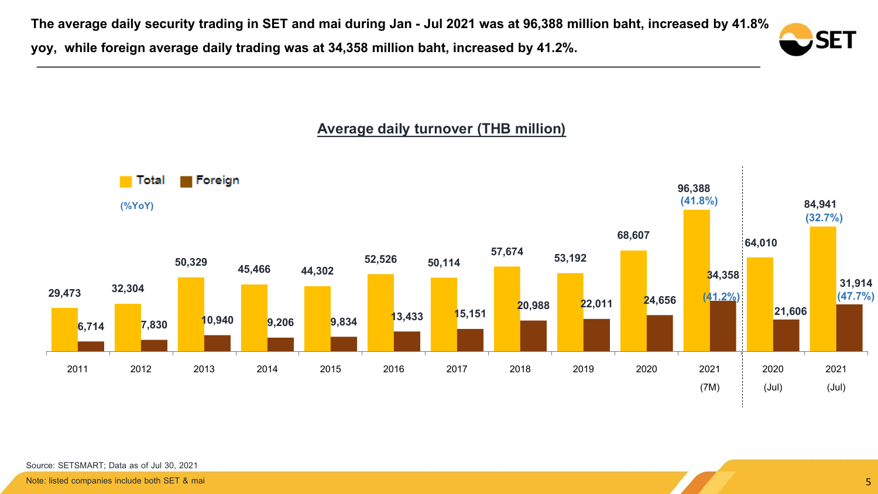**The average daily security trading in SET and mai during Jan - Jul 2021 was at 96,388 million baht, increased by 41.8% yoy, while foreign average daily trading was at 34,358 million baht, increased by 41.2%.**

## Average daily turnover (THB million)

| Year | Total | Foreign |
|---|---|---|
| 2011 | 29,473 | 6,714 |
| 2012 | 32,304 | 7,830 |
| 2013 | 50,329 | 10,940 |
| 2014 | 45,466 | 9,206 |
| 2015 | 44,302 | 9,834 |
| 2016 | 52,526 | 13,433 |
| 2017 | 50,114 | 15,151 |
| 2018 | 57,674 | 20,988 |
| 2019 | 53,192 | 22,011 |
| 2020 | 68,607 | 24,656 |
| 2021 (7M) | 96,388 (41.8%) | 34,358 (41.2%) |
| 2020 (Jul) | 64,010 | 21,606 |
| 2021 (Jul) | 84,941 (32.7%) | 31,914 (47.7%) |

(%YoY)

Source: SETSMART; Data as of Jul 30, 2021

Note: listed companies include both SET & mai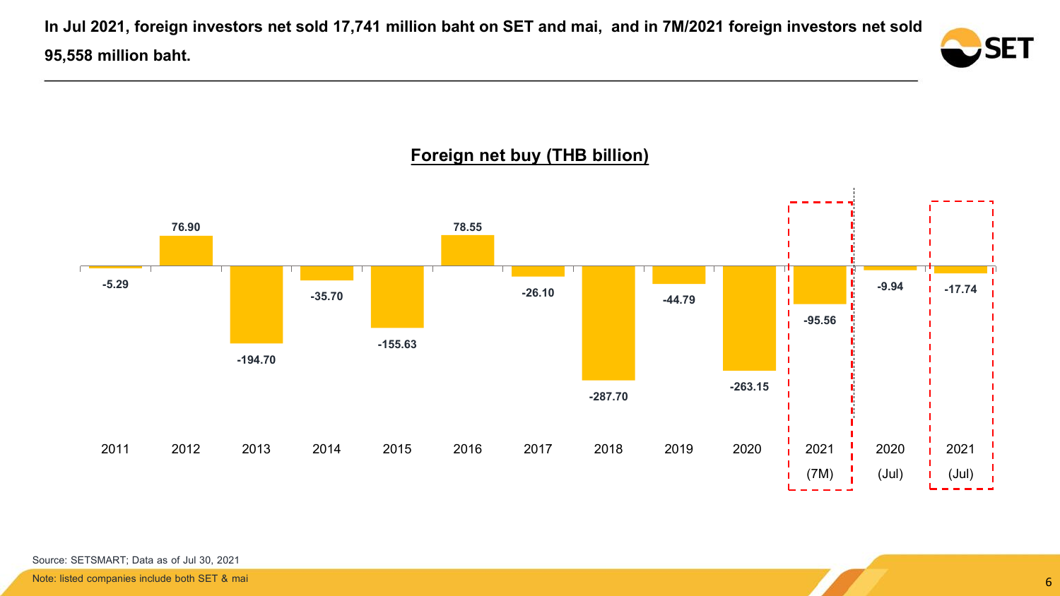**In Jul 2021, foreign investors net sold 17,741 million baht on SET and mai, and in 7M/2021 foreign investors net sold 95,558 million baht.**

## Foreign net buy (THB billion)

| Year | Foreign net buy (THB billion) |
|---|---|
| 2011 | -5.29 |
| 2012 | 76.90 |
| 2013 | -194.70 |
| 2014 | -35.70 |
| 2015 | -155.63 |
| 2016 | 78.55 |
| 2017 | -26.10 |
| 2018 | -287.70 |
| 2019 | -44.79 |
| 2020 | -263.15 |
| 2021 (7M) | -95.56 |
| 2020 (Jul) | -9.94 |
| 2021 (Jul) | -17.74 |

Source: SETSMART; Data as of Jul 30, 2021

Note: listed companies include both SET & mai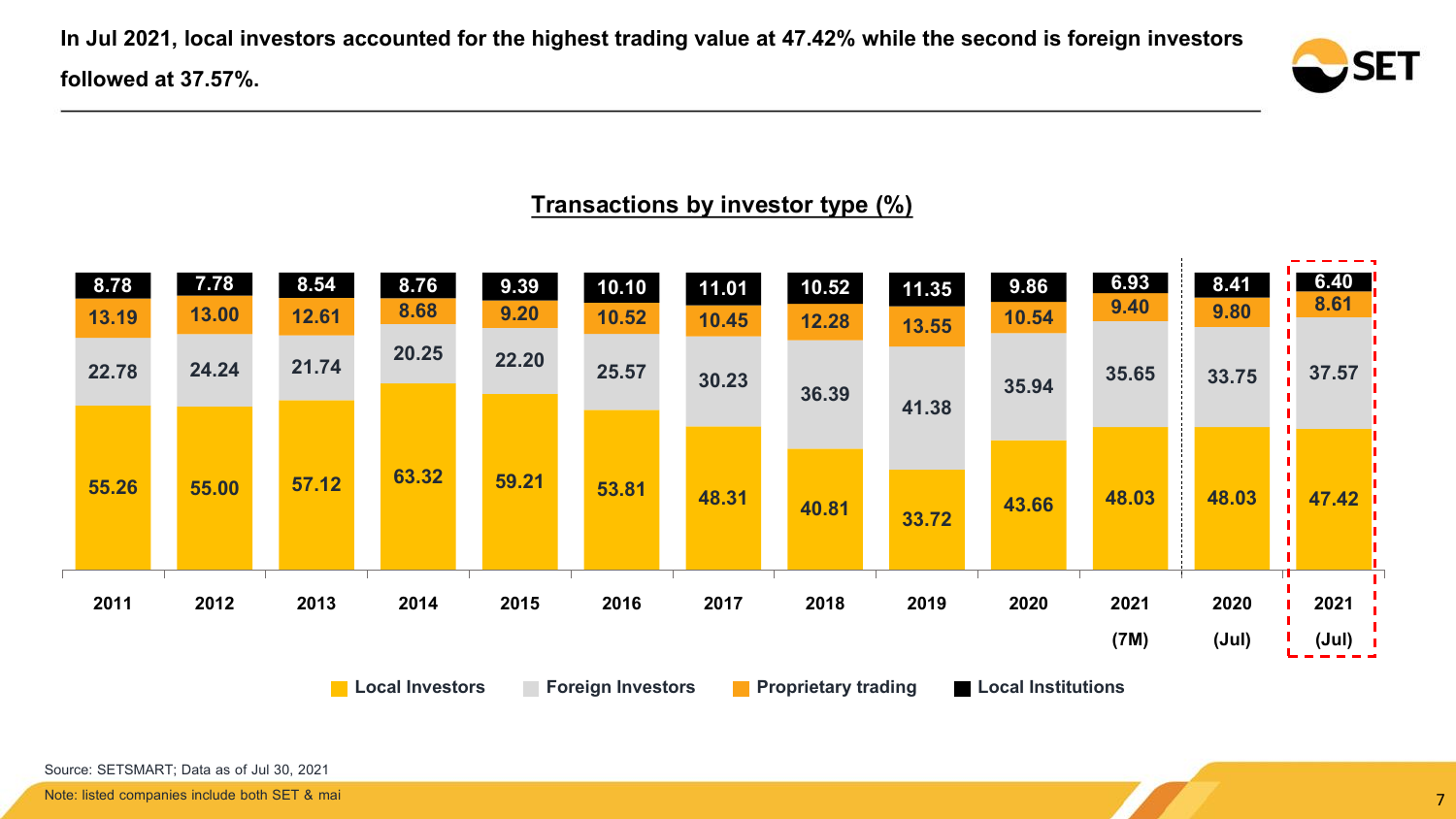**In Jul 2021, local investors accounted for the highest trading value at 47.42% while the second is foreign investors followed at 37.57%.**

## Transactions by investor type (%)

| Year | Local Investors | Foreign Investors | Proprietary trading | Local Institutions |
|---|---|---|---|---|
| 2011 | 55.26 | 22.78 | 13.19 | 8.78 |
| 2012 | 55.00 | 24.24 | 13.00 | 7.78 |
| 2013 | 57.12 | 21.74 | 12.61 | 8.54 |
| 2014 | 63.32 | 20.25 | 8.68 | 8.76 |
| 2015 | 59.21 | 22.20 | 9.20 | 9.39 |
| 2016 | 53.81 | 25.57 | 10.52 | 10.10 |
| 2017 | 48.31 | 30.23 | 10.45 | 11.01 |
| 2018 | 40.81 | 36.39 | 12.28 | 10.52 |
| 2019 | 33.72 | 41.38 | 13.55 | 11.35 |
| 2020 | 43.66 | 35.94 | 10.54 | 9.86 |
| 2021 (7M) | 48.03 | 35.65 | 9.40 | 6.93 |
| 2020 (Jul) | 48.03 | 33.75 | 9.80 | 8.41 |
| 2021 (Jul) | 47.42 | 37.57 | 8.61 | 6.40 |

Source: SETSMART; Data as of Jul 30, 2021

Note: listed companies include both SET & mai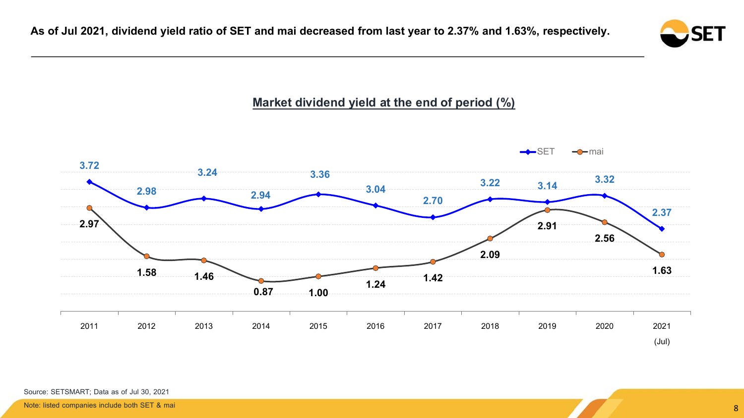**As of Jul 2021, dividend yield ratio of SET and mai decreased from last year to 2.37% and 1.63%, respectively.**

## Market dividend yield at the end of period (%)

| | 2011 | 2012 | 2013 | 2014 | 2015 | 2016 | 2017 | 2018 | 2019 | 2020 | 2021 (Jul) |
|---|---|---|---|---|---|---|---|---|---|---|---|
| SET | 3.72 | 2.98 | 3.24 | 2.94 | 3.36 | 3.04 | 2.70 | 3.22 | 3.14 | 3.32 | 2.37 |
| mai | 2.97 | 1.58 | 1.46 | 0.87 | 1.00 | 1.24 | 1.42 | 2.09 | 2.91 | 2.56 | 1.63 |

Source: SETSMART; Data as of Jul 30, 2021

Note: listed companies include both SET & mai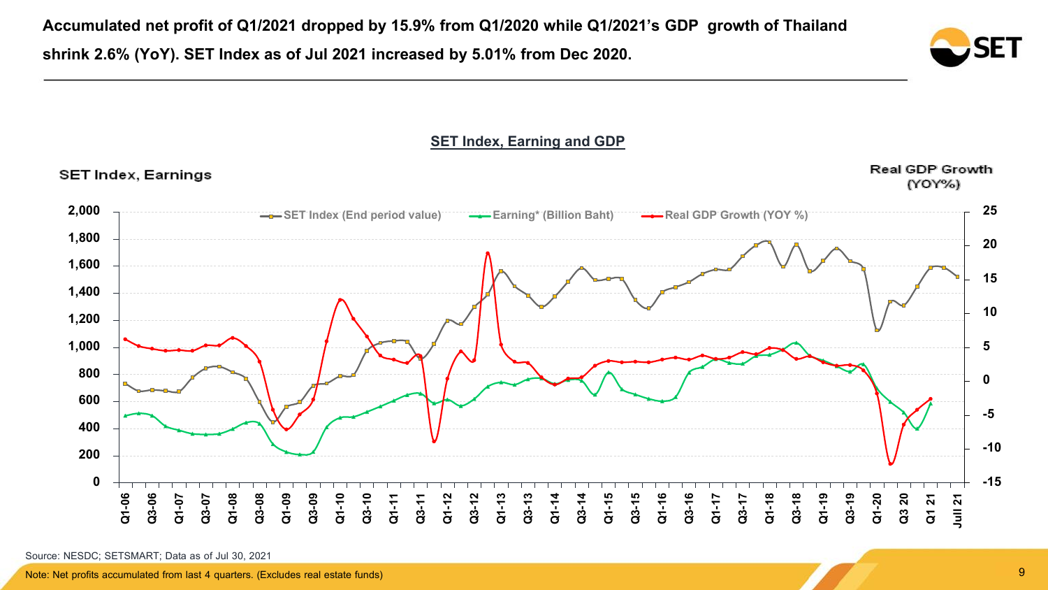**Accumulated net profit of Q1/2021 dropped by 15.9% from Q1/2020 while Q1/2021's GDP growth of Thailand shrink 2.6% (YoY). SET Index as of Jul 2021 increased by 5.01% from Dec 2020.**

## SET Index, Earning and GDP

SET Index, Earnings

Real GDP Growth (YOY%)

SET Index (End period value) | Earning* (Billion Baht) | Real GDP Growth (YOY %)

Source: NESDC; SETSMART; Data as of Jul 30, 2021

Note: Net profits accumulated from last 4 quarters. (Excludes real estate funds)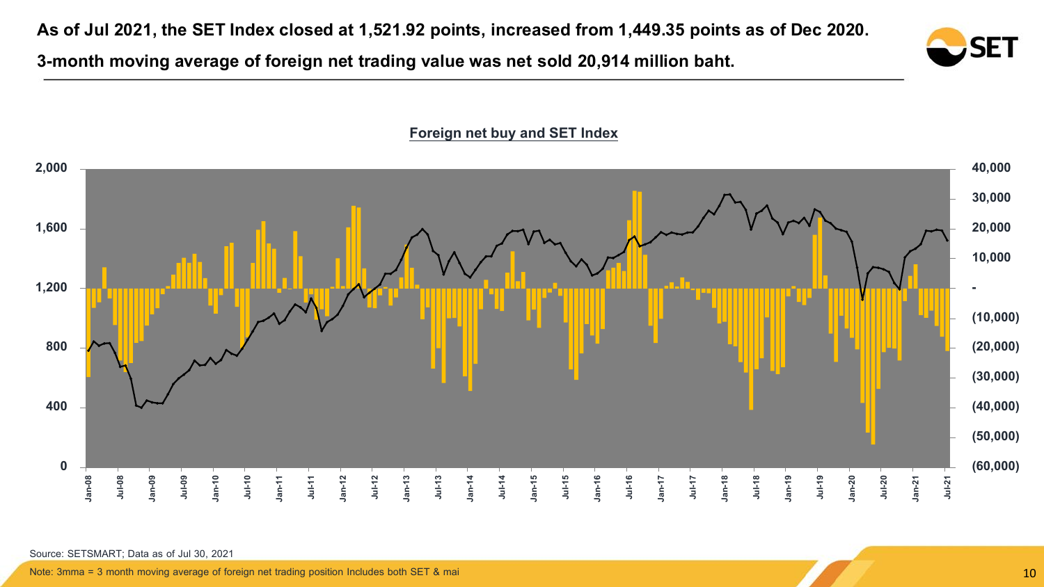**As of Jul 2021, the SET Index closed at 1,521.92 points, increased from 1,449.35 points as of Dec 2020.**

**3-month moving average of foreign net trading value was net sold 20,914 million baht.**

Foreign net buy and SET Index

Source: SETSMART; Data as of Jul 30, 2021

Note: 3mma = 3 month moving average of foreign net trading position Includes both SET & mai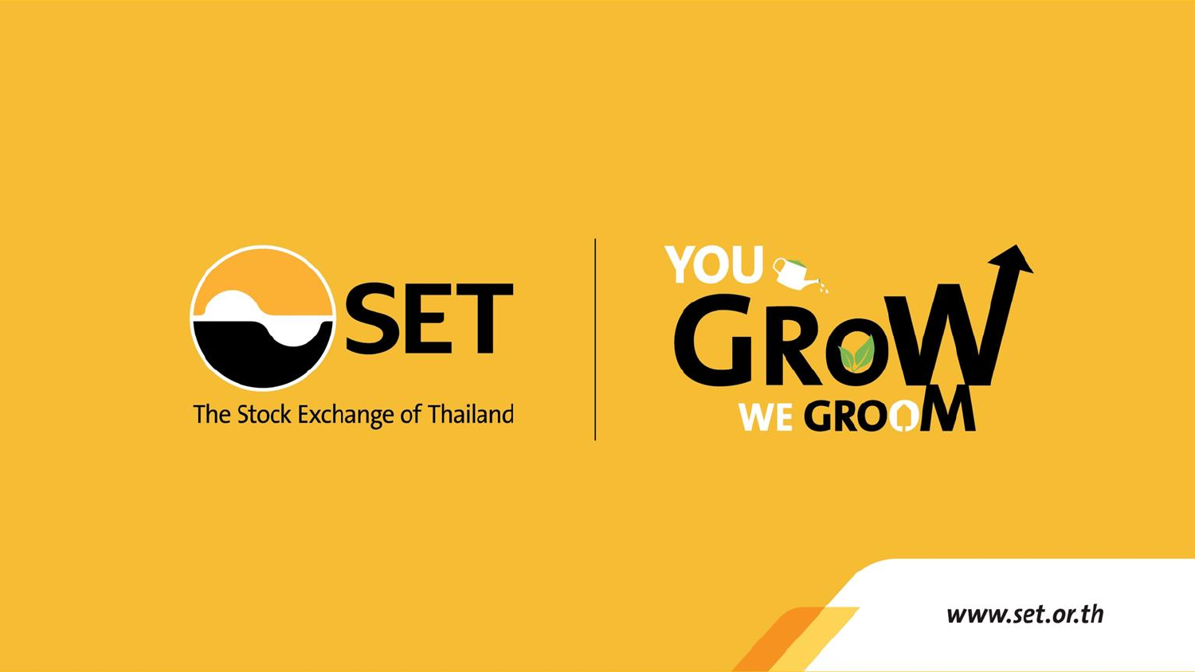SET

The Stock Exchange of Thailand

YOU GROW WE GROOM

www.set.or.th